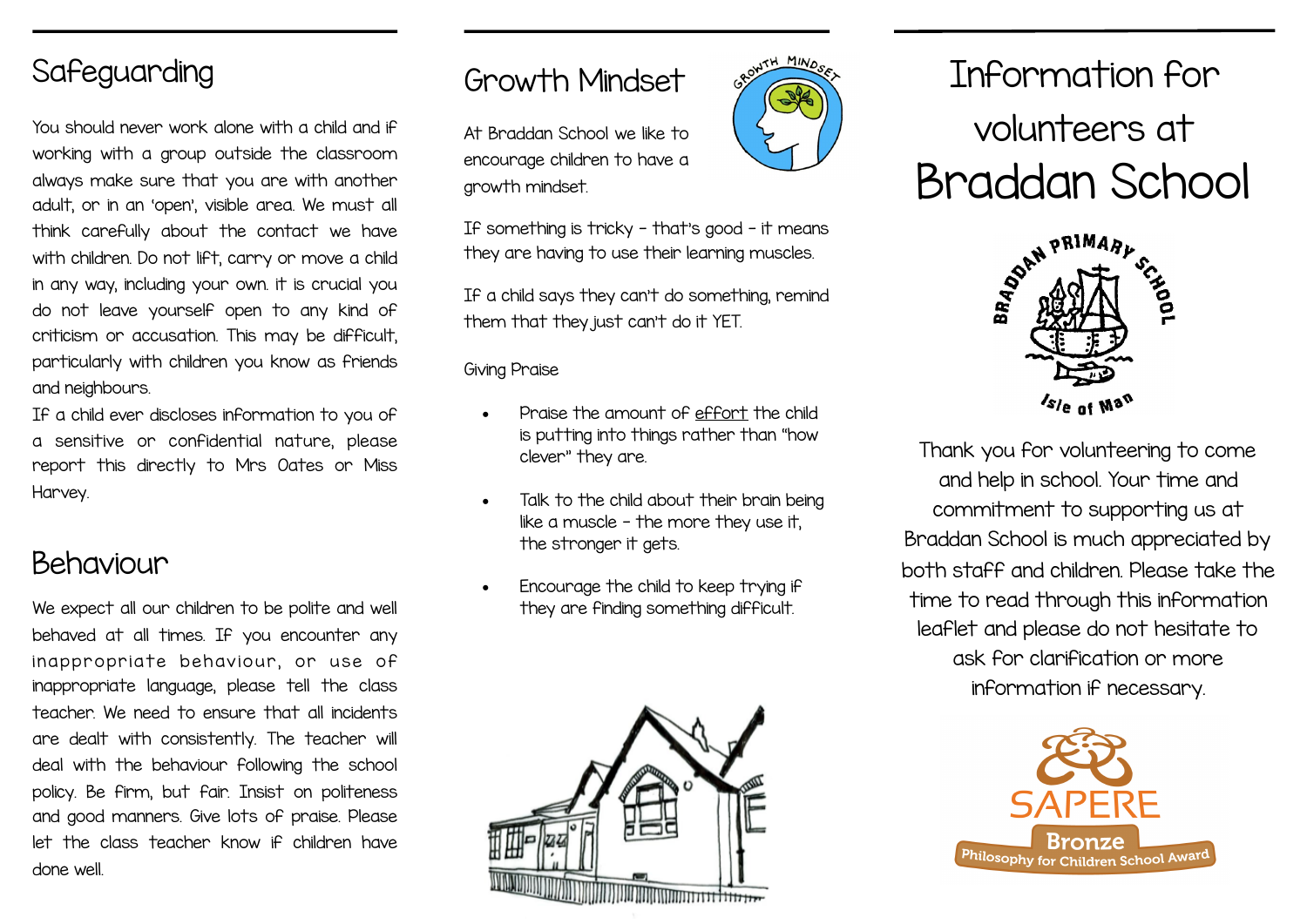## Safeguarding

You should never work alone with a child and if working with a group outside the classroom always make sure that you are with another adult, or in an 'open', visible area. We must all think carefully about the contact we have with children. Do not lift, carry or move a child in any way, including your own. it is crucial you do not leave yourself open to any kind of criticism or accusation. This may be difficult, particularly with children you know as friends and neighbours.

If a child ever discloses information to you of a sensitive or confidential nature, please report this directly to Mrs Oates or Miss Harvey.

## Behaviour

We expect all our children to be polite and well behaved at all times. If you encounter any inappropriate behaviour, or use of inappropriate language, please tell the class teacher. We need to ensure that all incidents are dealt with consistently. The teacher will deal with the behaviour following the school policy. Be firm, but fair. Insist on politeness and good manners. Give lots of praise. Please let the class teacher know if children have done well.

## Growth Mindset

At Braddan School we like to encourage children to have a growth mindset.

If something is tricky – that's good – it means they are having to use their learning muscles.

If a child says they can't do something, remind them that they just can't do it YET.

Giving Praise

- Praise the amount of effort the child is putting into things rather than "how clever" they are.
- Talk to the child about their brain being like a muscle – the more they use it, the stronger it gets.
- Encourage the child to keep trying if they are finding something difficult.

# Information for volunteers at Braddan School

Thank you for volunteering to come and help in school. Your time and commitment to supporting us at Braddan School is much appreciated by both staff and children. Please take the time to read through this information leaflet and please do not hesitate to ask for clarification or more information if necessary.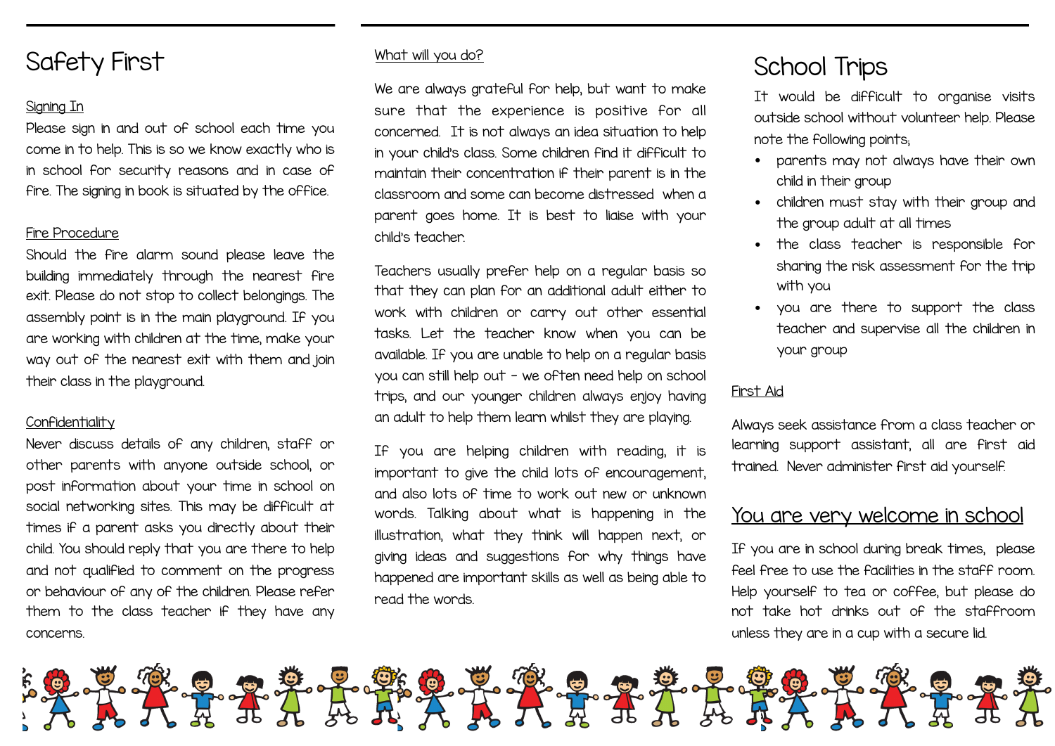# Safety First

## Signing In

Please sign in and out of school each time you come in to help. This is so we know exactly who is in school for security reasons and in case of fire. The signing in book is situated by the office.

## Fire Procedure

Should the fire alarm sound please leave the building immediately through the nearest fire exit. Please do not stop to collect belongings. The assembly point is in the main playground. If you are working with children at the time, make your way out of the nearest exit with them and join their class in the playground.

## Confidentiality

Never discuss details of any children, staff or other parents with anyone outside school, or post information about your time in school on social networking sites. This may be difficult at times if a parent asks you directly about their child. You should reply that you are there to help and not qualified to comment on the progress or behaviour of any of the children. Please refer them to the class teacher if they have any concerns.

## What will you do?

We are always grateful for help, but want to make sure that the experience is positive for all concerned. It is not always an idea situation to help in your child's class. Some children find it difficult to maintain their concentration if their parent is in the classroom and some can become distressed when a parent goes home. It is best to liaise with your child's teacher.

Teachers usually prefer help on a regular basis so that they can plan for an additional adult either to work with children or carry out other essential tasks. Let the teacher know when you can be available. If you are unable to help on a regular basis you can still help out – we often need help on school trips, and our younger children always enjoy having an adult to help them learn whilst they are playing.

If you are helping children with reading, it is important to give the child lots of encouragement, and also lots of time to work out new or unknown words. Talking about what is happening in the illustration, what they think will happen next, or giving ideas and suggestions for why things have happened are important skills as well as being able to read the words.

# School Trips

It would be difficult to organise visits outside school without volunteer help. Please note the following points;

- parents may not always have their own child in their group
- children must stay with their group and the group adult at all times
- the class teacher is responsible for sharing the risk assessment for the trip with you
- you are there to support the class teacher and supervise all the children in your group

## First Aid

Always seek assistance from a class teacher or learning support assistant, all are first aid trained. Never administer first aid yourself.

## You are very welcome in school

If you are in school during break times, please feel free to use the facilities in the staff room. Help yourself to tea or coffee, but please do not take hot drinks out of the staffroom unless they are in a cup with a secure lid.